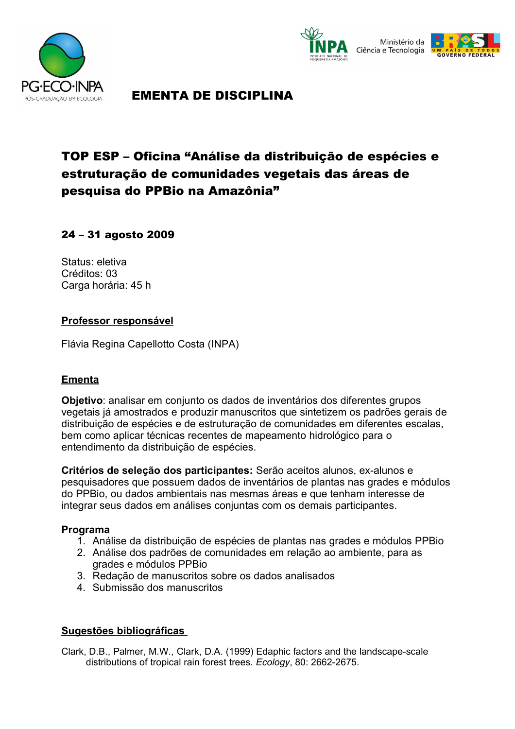# EMENTA DE DISCIPLINA

## TOP ESP – Oficina "Análise da distribuição de espécies e estruturação de comunidades vegetais das áreas de pesquisa do PPBio na Amazônia"

### 24 – 31 agosto 2009

Status: eletiva
Créditos: 03
Carga horária: 45 h

**Professor responsável**

Flávia Regina Capellotto Costa (INPA)

**Ementa**

**Objetivo**: analisar em conjunto os dados de inventários dos diferentes grupos vegetais já amostrados e produzir manuscritos que sintetizem os padrões gerais de distribuição de espécies e de estruturação de comunidades em diferentes escalas, bem como aplicar técnicas recentes de mapeamento hidrológico para o entendimento da distribuição de espécies.

**Critérios de seleção dos participantes:** Serão aceitos alunos, ex-alunos e pesquisadores que possuem dados de inventários de plantas nas grades e módulos do PPBio, ou dados ambientais nas mesmas áreas e que tenham interesse de integrar seus dados em análises conjuntas com os demais participantes.

**Programa**

1. Análise da distribuição de espécies de plantas nas grades e módulos PPBio
2. Análise dos padrões de comunidades em relação ao ambiente, para as grades e módulos PPBio
3. Redação de manuscritos sobre os dados analisados
4. Submissão dos manuscritos

**Sugestões bibliográficas**

Clark, D.B., Palmer, M.W., Clark, D.A. (1999) Edaphic factors and the landscape-scale distributions of tropical rain forest trees. *Ecology*, 80: 2662-2675.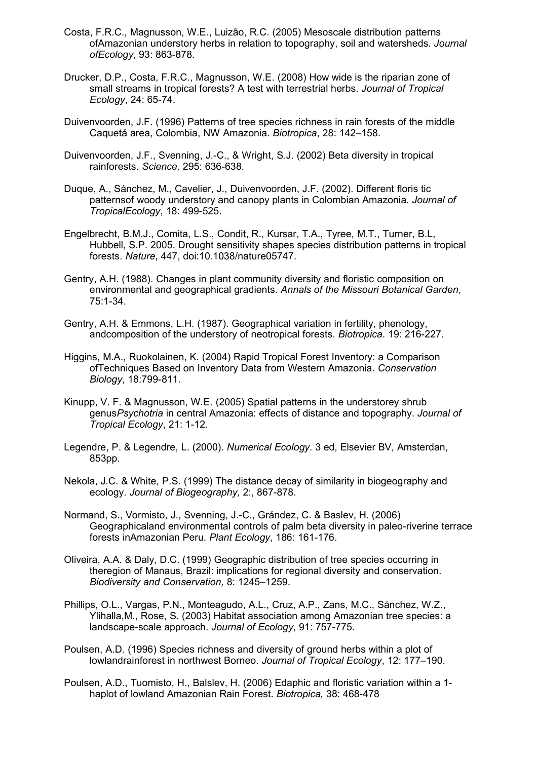Costa, F.R.C., Magnusson, W.E., Luizão, R.C. (2005) Mesoscale distribution patterns ofAmazonian understory herbs in relation to topography, soil and watersheds. *Journal ofEcology*, 93: 863-878.

Drucker, D.P., Costa, F.R.C., Magnusson, W.E. (2008) How wide is the riparian zone of small streams in tropical forests? A test with terrestrial herbs. *Journal of Tropical Ecology*, 24: 65-74.

Duivenvoorden, J.F. (1996) Patterns of tree species richness in rain forests of the middle Caquetá area, Colombia, NW Amazonia. *Biotropica*, 28: 142–158.

Duivenvoorden, J.F., Svenning, J.-C., & Wright, S.J. (2002) Beta diversity in tropical rainforests. *Science,* 295: 636-638.

Duque, A., Sánchez, M., Cavelier, J., Duivenvoorden, J.F. (2002). Different floris tic patternsof woody understory and canopy plants in Colombian Amazonia. *Journal of TropicalEcology*, 18: 499-525.

Engelbrecht, B.M.J., Comita, L.S., Condit, R., Kursar, T.A., Tyree, M.T., Turner, B.L, Hubbell, S.P. 2005. Drought sensitivity shapes species distribution patterns in tropical forests. *Nature*, 447, doi:10.1038/nature05747.

Gentry, A.H. (1988). Changes in plant community diversity and floristic composition on environmental and geographical gradients. *Annals of the Missouri Botanical Garden*, 75:1-34.

Gentry, A.H. & Emmons, L.H. (1987). Geographical variation in fertility, phenology, andcomposition of the understory of neotropical forests. *Biotropica*. 19: 216-227.

Higgins, M.A., Ruokolainen, K. (2004) Rapid Tropical Forest Inventory: a Comparison ofTechniques Based on Inventory Data from Western Amazonia. *Conservation Biology*, 18:799-811.

Kinupp, V. F. & Magnusson, W.E. (2005) Spatial patterns in the understorey shrub genus*Psychotria* in central Amazonia: effects of distance and topography. *Journal of Tropical Ecology*, 21: 1-12.

Legendre, P. & Legendre, L. (2000). *Numerical Ecology*. 3 ed, Elsevier BV, Amsterdan, 853pp.

Nekola, J.C. & White, P.S. (1999) The distance decay of similarity in biogeography and ecology. *Journal of Biogeography,* 2:, 867-878.

Normand, S., Vormisto, J., Svenning, J.-C., Grández, C. & Baslev, H. (2006) Geographicaland environmental controls of palm beta diversity in paleo-riverine terrace forests inAmazonian Peru. *Plant Ecology*, 186: 161-176.

Oliveira, A.A. & Daly, D.C. (1999) Geographic distribution of tree species occurring in theregion of Manaus, Brazil: implications for regional diversity and conservation. *Biodiversity and Conservation,* 8: 1245–1259.

Phillips, O.L., Vargas, P.N., Monteagudo, A.L., Cruz, A.P., Zans, M.C., Sánchez, W.Z., Ylihalla,M., Rose, S. (2003) Habitat association among Amazonian tree species: a landscape-scale approach. *Journal of Ecology*, 91: 757-775.

Poulsen, A.D. (1996) Species richness and diversity of ground herbs within a plot of lowlandrainforest in northwest Borneo. *Journal of Tropical Ecology*, 12: 177–190.

Poulsen, A.D., Tuomisto, H., Balslev, H. (2006) Edaphic and floristic variation within a 1-haplot of lowland Amazonian Rain Forest. *Biotropica,* 38: 468-478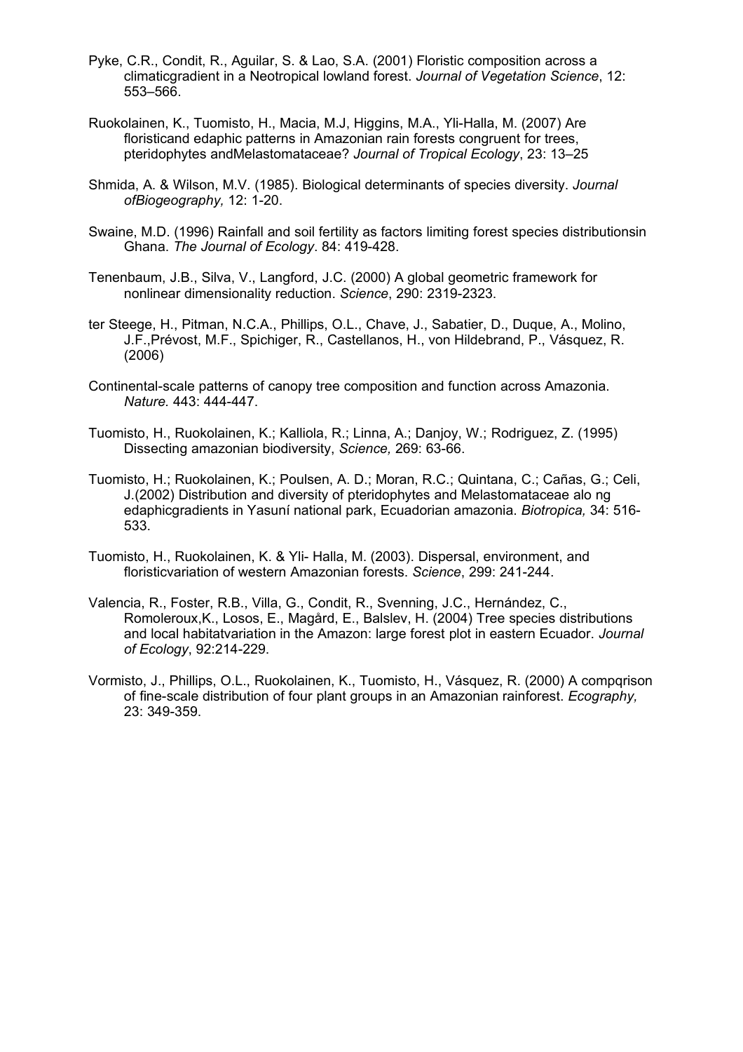Pyke, C.R., Condit, R., Aguilar, S. & Lao, S.A. (2001) Floristic composition across a climaticgradient in a Neotropical lowland forest. *Journal of Vegetation Science*, 12: 553–566.

Ruokolainen, K., Tuomisto, H., Macia, M.J, Higgins, M.A., Yli-Halla, M. (2007) Are floristicand edaphic patterns in Amazonian rain forests congruent for trees, pteridophytes andMelastomataceae? *Journal of Tropical Ecology*, 23: 13–25

Shmida, A. & Wilson, M.V. (1985). Biological determinants of species diversity. *Journal ofBiogeography,* 12: 1-20.

Swaine, M.D. (1996) Rainfall and soil fertility as factors limiting forest species distributionsin Ghana. *The Journal of Ecology*. 84: 419-428.

Tenenbaum, J.B., Silva, V., Langford, J.C. (2000) A global geometric framework for nonlinear dimensionality reduction. *Science*, 290: 2319-2323.

ter Steege, H., Pitman, N.C.A., Phillips, O.L., Chave, J., Sabatier, D., Duque, A., Molino, J.F.,Prévost, M.F., Spichiger, R., Castellanos, H., von Hildebrand, P., Vásquez, R. (2006)

Continental-scale patterns of canopy tree composition and function across Amazonia. *Nature.* 443: 444-447.

Tuomisto, H., Ruokolainen, K.; Kalliola, R.; Linna, A.; Danjoy, W.; Rodriguez, Z. (1995) Dissecting amazonian biodiversity, *Science,* 269: 63-66.

Tuomisto, H.; Ruokolainen, K.; Poulsen, A. D.; Moran, R.C.; Quintana, C.; Cañas, G.; Celi, J.(2002) Distribution and diversity of pteridophytes and Melastomataceae alo ng edaphicgradients in Yasuní national park, Ecuadorian amazonia. *Biotropica,* 34: 516-533.

Tuomisto, H., Ruokolainen, K. & Yli- Halla, M. (2003). Dispersal, environment, and floristicvariation of western Amazonian forests. *Science*, 299: 241-244.

Valencia, R., Foster, R.B., Villa, G., Condit, R., Svenning, J.C., Hernández, C., Romoleroux,K., Losos, E., Magård, E., Balslev, H. (2004) Tree species distributions and local habitatvariation in the Amazon: large forest plot in eastern Ecuador. *Journal of Ecology*, 92:214-229.

Vormisto, J., Phillips, O.L., Ruokolainen, K., Tuomisto, H., Vásquez, R. (2000) A compqrison of fine-scale distribution of four plant groups in an Amazonian rainforest. *Ecography,* 23: 349-359.